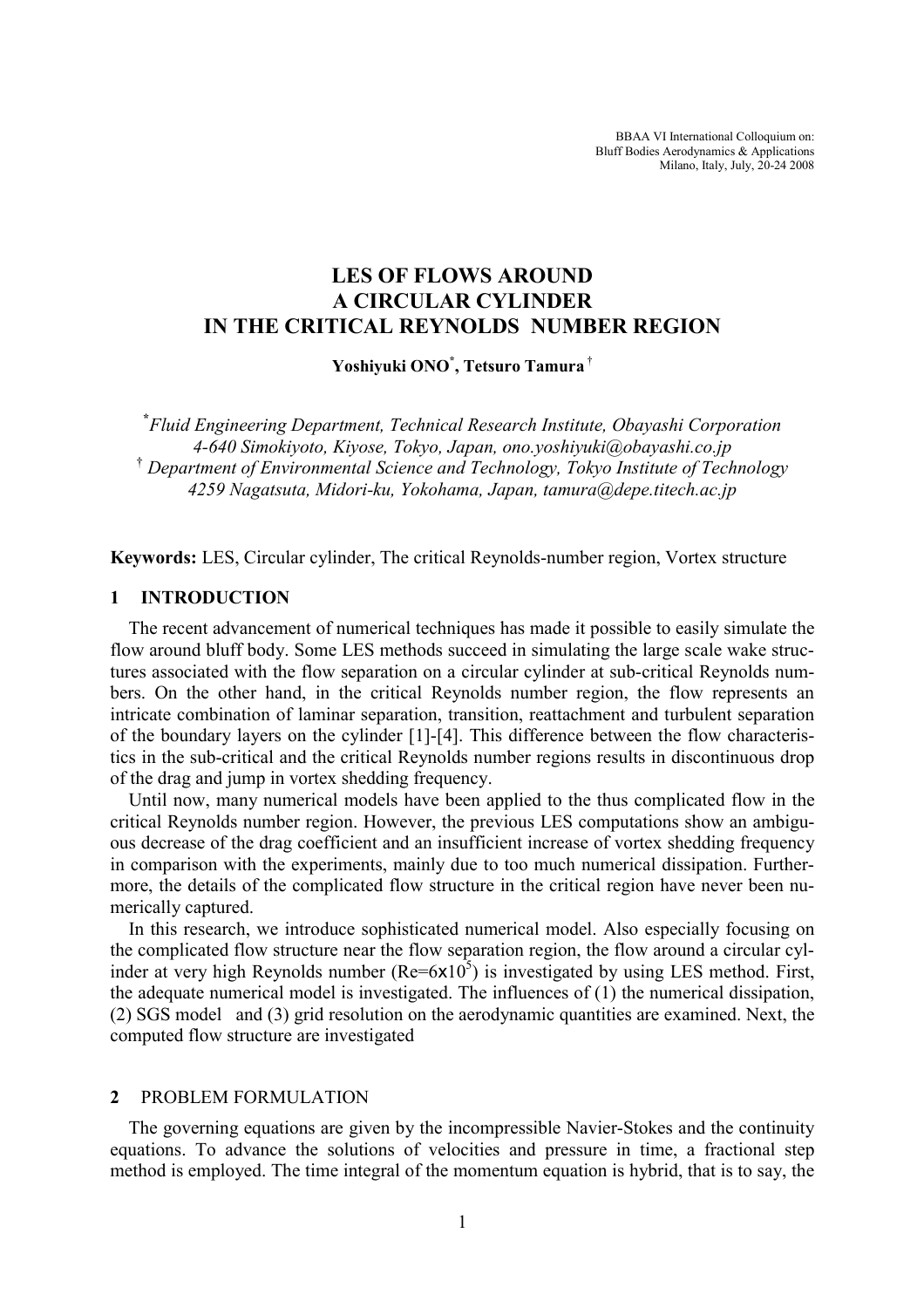BBAA VI International Colloquium on:
Bluff Bodies Aerodynamics & Applications
Milano, Italy, July, 20-24 2008

# LES OF FLOWS AROUND A CIRCULAR CYLINDER IN THE CRITICAL REYNOLDS NUMBER REGION

**Yoshiyuki ONO[*], Tetsuro Tamura[†]**

[*] *Fluid Engineering Department, Technical Research Institute, Obayashi Corporation 4-640 Simokiyoto, Kiyose, Tokyo, Japan, ono.yoshiyuki@obayashi.co.jp*
[†] *Department of Environmental Science and Technology, Tokyo Institute of Technology 4259 Nagatsuta, Midori-ku, Yokohama, Japan, tamura@depe.titech.ac.jp*

**Keywords:** LES, Circular cylinder, The critical Reynolds-number region, Vortex structure

## 1 INTRODUCTION

The recent advancement of numerical techniques has made it possible to easily simulate the flow around bluff body. Some LES methods succeed in simulating the large scale wake structures associated with the flow separation on a circular cylinder at sub-critical Reynolds numbers. On the other hand, in the critical Reynolds number region, the flow represents an intricate combination of laminar separation, transition, reattachment and turbulent separation of the boundary layers on the cylinder [1]-[4]. This difference between the flow characteristics in the sub-critical and the critical Reynolds number regions results in discontinuous drop of the drag and jump in vortex shedding frequency.

Until now, many numerical models have been applied to the thus complicated flow in the critical Reynolds number region. However, the previous LES computations show an ambiguous decrease of the drag coefficient and an insufficient increase of vortex shedding frequency in comparison with the experiments, mainly due to too much numerical dissipation. Furthermore, the details of the complicated flow structure in the critical region have never been numerically captured.

In this research, we introduce sophisticated numerical model. Also especially focusing on the complicated flow structure near the flow separation region, the flow around a circular cylinder at very high Reynolds number ($Re=6x10^5$) is investigated by using LES method. First, the adequate numerical model is investigated. The influences of (1) the numerical dissipation, (2) SGS model and (3) grid resolution on the aerodynamic quantities are examined. Next, the computed flow structure are investigated

## 2 PROBLEM FORMULATION

The governing equations are given by the incompressible Navier-Stokes and the continuity equations. To advance the solutions of velocities and pressure in time, a fractional step method is employed. The time integral of the momentum equation is hybrid, that is to say, the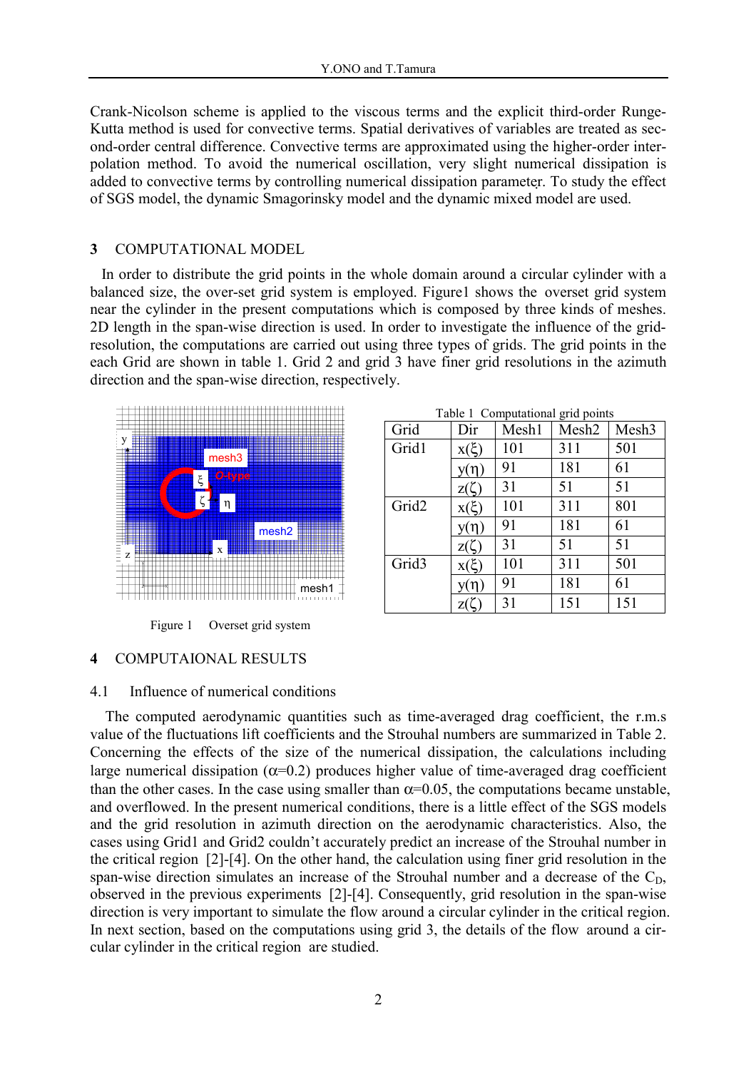Crank-Nicolson scheme is applied to the viscous terms and the explicit third-order Runge-Kutta method is used for convective terms. Spatial derivatives of variables are treated as second-order central difference. Convective terms are approximated using the higher-order interpolation method. To avoid the numerical oscillation, very slight numerical dissipation is added to convective terms by controlling numerical dissipation parameter. To study the effect of SGS model, the dynamic Smagorinsky model and the dynamic mixed model are used.

## 3 COMPUTATIONAL MODEL

In order to distribute the grid points in the whole domain around a circular cylinder with a balanced size, the over-set grid system is employed. Figure1 shows the overset grid system near the cylinder in the present computations which is composed by three kinds of meshes. 2D length in the span-wise direction is used. In order to investigate the influence of the grid-resolution, the computations are carried out using three types of grids. The grid points in the each Grid are shown in table 1. Grid 2 and grid 3 have finer grid resolutions in the azimuth direction and the span-wise direction, respectively.

Figure 1 Overset grid system

Table 1 Computational grid points

| Grid | Dir | Mesh1 | Mesh2 | Mesh3 |
|---|---|---|---|---|
| Grid1 | $x(\xi)$ | 101 | 311 | 501 |
| | $y(\eta)$ | 91 | 181 | 61 |
| | $z(\zeta)$ | 31 | 51 | 51 |
| Grid2 | $x(\xi)$ | 101 | 311 | 801 |
| | $y(\eta)$ | 91 | 181 | 61 |
| | $z(\zeta)$ | 31 | 51 | 51 |
| Grid3 | $x(\xi)$ | 101 | 311 | 501 |
| | $y(\eta)$ | 91 | 181 | 61 |
| | $z(\zeta)$ | 31 | 151 | 151 |

## 4 COMPUTAIONAL RESULTS

### 4.1 Influence of numerical conditions

The computed aerodynamic quantities such as time-averaged drag coefficient, the r.m.s value of the fluctuations lift coefficients and the Strouhal numbers are summarized in Table 2. Concerning the effects of the size of the numerical dissipation, the calculations including large numerical dissipation ($\alpha$=0.2) produces higher value of time-averaged drag coefficient than the other cases. In the case using smaller than $\alpha$=0.05, the computations became unstable, and overflowed. In the present numerical conditions, there is a little effect of the SGS models and the grid resolution in azimuth direction on the aerodynamic characteristics. Also, the cases using Grid1 and Grid2 couldn't accurately predict an increase of the Strouhal number in the critical region [2]-[4]. On the other hand, the calculation using finer grid resolution in the span-wise direction simulates an increase of the Strouhal number and a decrease of the $C_D$, observed in the previous experiments [2]-[4]. Consequently, grid resolution in the span-wise direction is very important to simulate the flow around a circular cylinder in the critical region. In next section, based on the computations using grid 3, the details of the flow around a circular cylinder in the critical region are studied.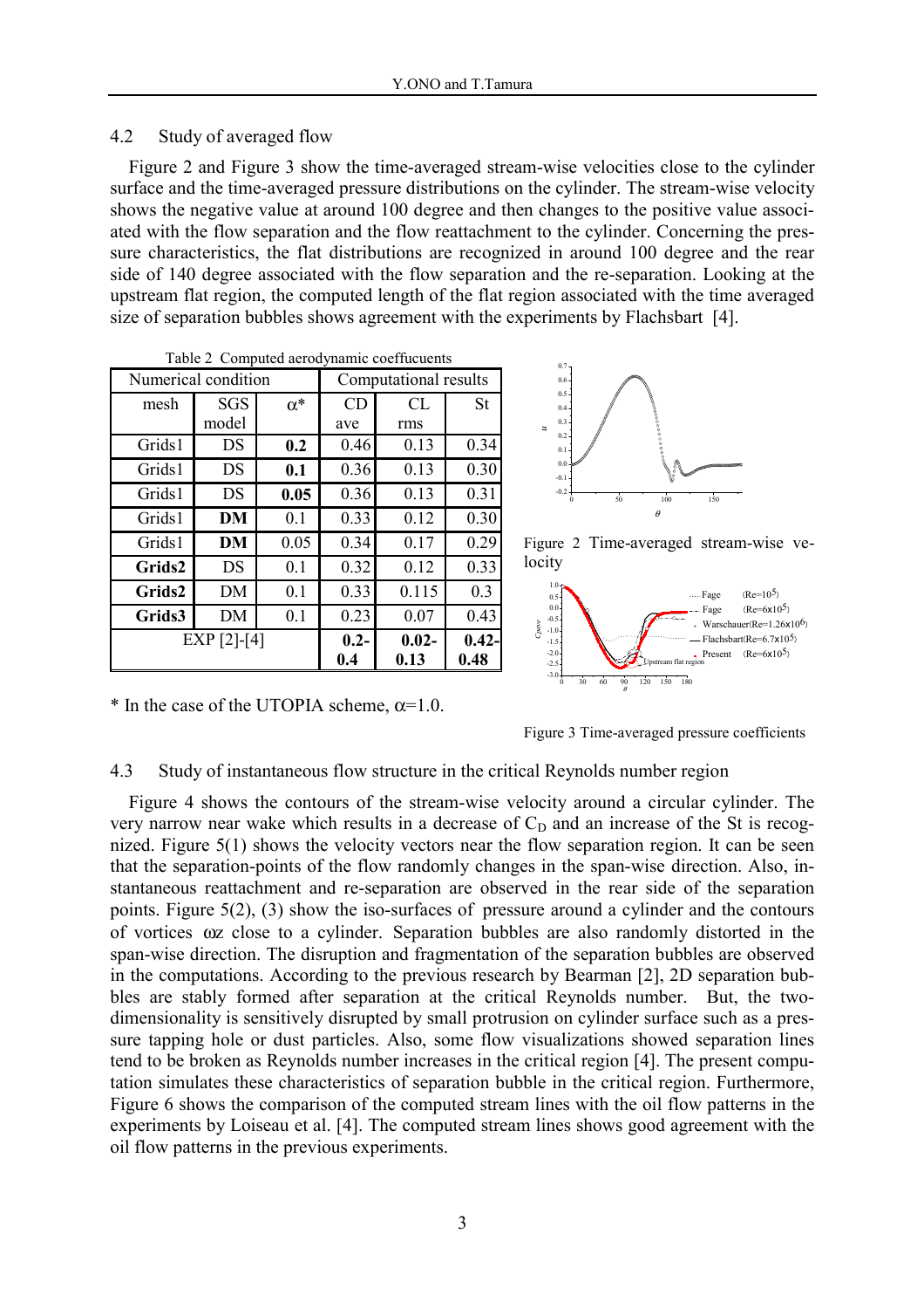## 4.2 Study of averaged flow

Figure 2 and Figure 3 show the time-averaged stream-wise velocities close to the cylinder surface and the time-averaged pressure distributions on the cylinder. The stream-wise velocity shows the negative value at around 100 degree and then changes to the positive value associated with the flow separation and the flow reattachment to the cylinder. Concerning the pressure characteristics, the flat distributions are recognized in around 100 degree and the rear side of 140 degree associated with the flow separation and the re-separation. Looking at the upstream flat region, the computed length of the flat region associated with the time averaged size of separation bubbles shows agreement with the experiments by Flachsbart [4].

Table 2 Computed aerodynamic coeffucuents

| Numerical condition | | | Computational results | | |
|---|---|---|---|---|---|
| mesh | SGS model | α* | CD ave | CL rms | St |
| Grids1 | DS | **0.2** | 0.46 | 0.13 | 0.34 |
| Grids1 | DS | **0.1** | 0.36 | 0.13 | 0.30 |
| Grids1 | DS | **0.05** | 0.36 | 0.13 | 0.31 |
| Grids1 | **DM** | 0.1 | 0.33 | 0.12 | 0.30 |
| Grids1 | **DM** | 0.05 | 0.34 | 0.17 | 0.29 |
| **Grids2** | DS | 0.1 | 0.32 | 0.12 | 0.33 |
| **Grids2** | DM | 0.1 | 0.33 | 0.115 | 0.3 |
| **Grids3** | DM | 0.1 | 0.23 | 0.07 | 0.43 |
| EXP [2]-[4] | | | **0.2-0.4** | **0.02-0.13** | **0.42-0.48** |

\* In the case of the UTOPIA scheme, α=1.0.

Figure 2 Time-averaged stream-wise velocity

Figure 3 Time-averaged pressure coefficients

## 4.3 Study of instantaneous flow structure in the critical Reynolds number region

Figure 4 shows the contours of the stream-wise velocity around a circular cylinder. The very narrow near wake which results in a decrease of $C_D$ and an increase of the St is recognized. Figure 5(1) shows the velocity vectors near the flow separation region. It can be seen that the separation-points of the flow randomly changes in the span-wise direction. Also, instantaneous reattachment and re-separation are observed in the rear side of the separation points. Figure 5(2), (3) show the iso-surfaces of pressure around a cylinder and the contours of vortices $\omega z$ close to a cylinder. Separation bubbles are also randomly distorted in the span-wise direction. The disruption and fragmentation of the separation bubbles are observed in the computations. According to the previous research by Bearman [2], 2D separation bubbles are stably formed after separation at the critical Reynolds number. But, the two-dimensionality is sensitively disrupted by small protrusion on cylinder surface such as a pressure tapping hole or dust particles. Also, some flow visualizations showed separation lines tend to be broken as Reynolds number increases in the critical region [4]. The present computation simulates these characteristics of separation bubble in the critical region. Furthermore, Figure 6 shows the comparison of the computed stream lines with the oil flow patterns in the experiments by Loiseau et al. [4]. The computed stream lines shows good agreement with the oil flow patterns in the previous experiments.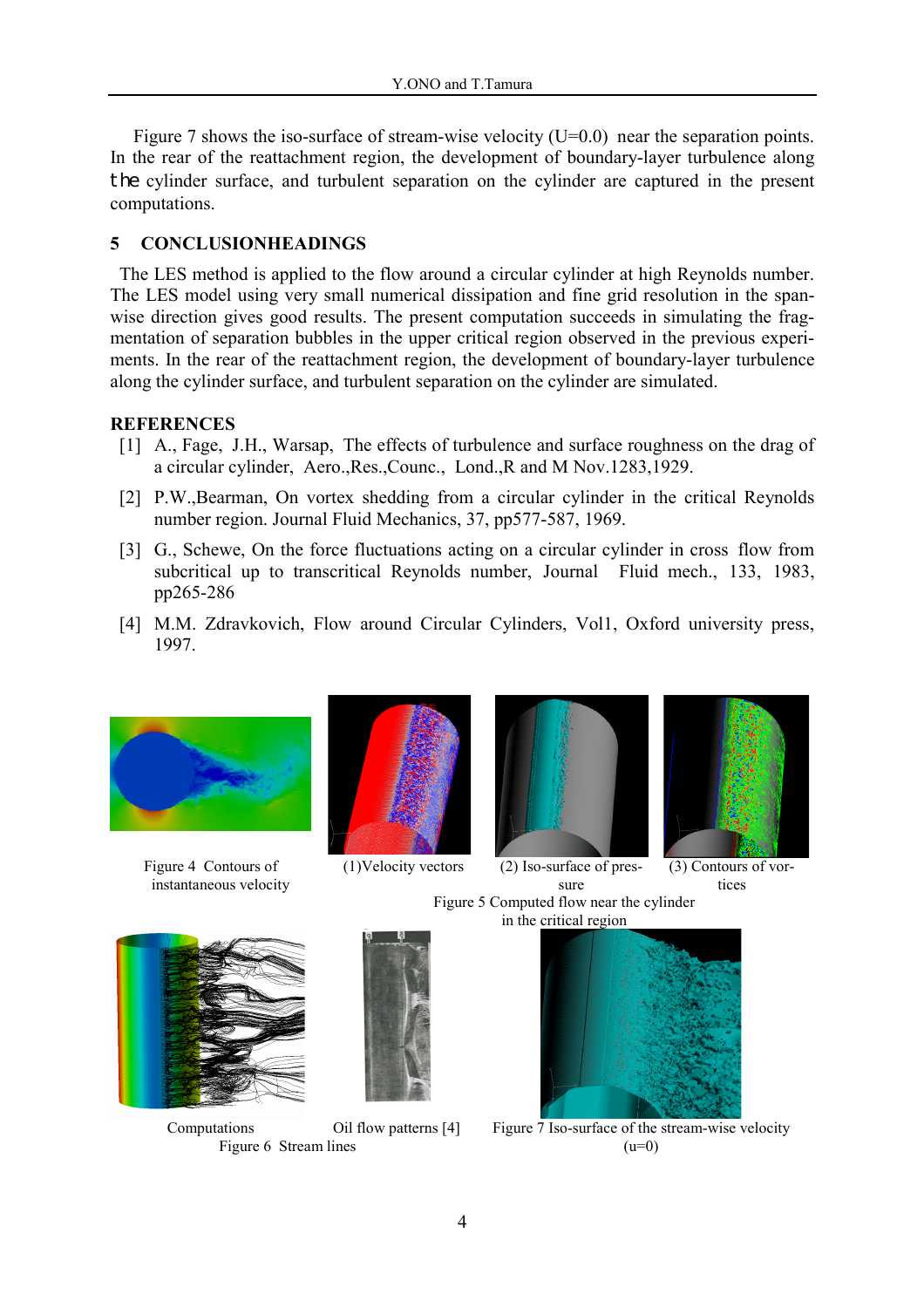Figure 7 shows the iso-surface of stream-wise velocity (U=0.0) near the separation points. In the rear of the reattachment region, the development of boundary-layer turbulence along the cylinder surface, and turbulent separation on the cylinder are captured in the present computations.

## 5 CONCLUSIONHEADINGS

The LES method is applied to the flow around a circular cylinder at high Reynolds number. The LES model using very small numerical dissipation and fine grid resolution in the span-wise direction gives good results. The present computation succeeds in simulating the fragmentation of separation bubbles in the upper critical region observed in the previous experiments. In the rear of the reattachment region, the development of boundary-layer turbulence along the cylinder surface, and turbulent separation on the cylinder are simulated.

## REFERENCES

[1] A., Fage, J.H., Warsap, The effects of turbulence and surface roughness on the drag of a circular cylinder, Aero.,Res.,Counc., Lond.,R and M Nov.1283,1929.

[2] P.W.,Bearman, On vortex shedding from a circular cylinder in the critical Reynolds number region. Journal Fluid Mechanics, 37, pp577-587, 1969.

[3] G., Schewe, On the force fluctuations acting on a circular cylinder in cross flow from subcritical up to transcritical Reynolds number, Journal Fluid mech., 133, 1983, pp265-286

[4] M.M. Zdravkovich, Flow around Circular Cylinders, Vol1, Oxford university press, 1997.

Figure 4 Contours of instantaneous velocity

(1)Velocity vectors

(2) Iso-surface of pressure

(3) Contours of vortices

Figure 5 Computed flow near the cylinder in the critical region

Computations

Oil flow patterns [4]

Figure 6 Stream lines

Figure 7 Iso-surface of the stream-wise velocity (u=0)